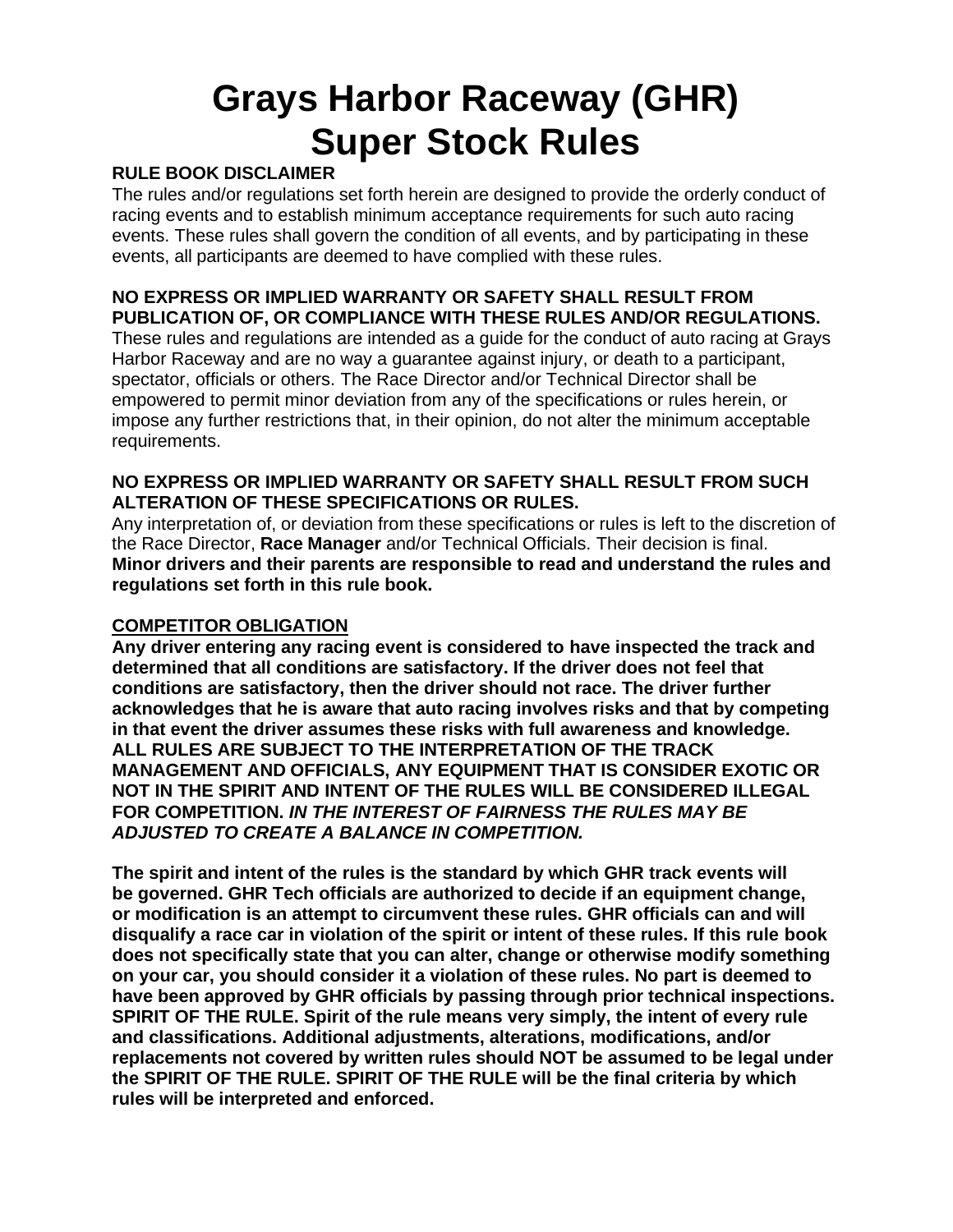# Grays Harbor Raceway (GHR) Super Stock Rules

**RULE BOOK DISCLAIMER**

The rules and/or regulations set forth herein are designed to provide the orderly conduct of racing events and to establish minimum acceptance requirements for such auto racing events. These rules shall govern the condition of all events, and by participating in these events, all participants are deemed to have complied with these rules.

**NO EXPRESS OR IMPLIED WARRANTY OR SAFETY SHALL RESULT FROM PUBLICATION OF, OR COMPLIANCE WITH THESE RULES AND/OR REGULATIONS.**

These rules and regulations are intended as a guide for the conduct of auto racing at Grays Harbor Raceway and are no way a guarantee against injury, or death to a participant, spectator, officials or others. The Race Director and/or Technical Director shall be empowered to permit minor deviation from any of the specifications or rules herein, or impose any further restrictions that, in their opinion, do not alter the minimum acceptable requirements.

**NO EXPRESS OR IMPLIED WARRANTY OR SAFETY SHALL RESULT FROM SUCH ALTERATION OF THESE SPECIFICATIONS OR RULES.**

Any interpretation of, or deviation from these specifications or rules is left to the discretion of the Race Director, **Race Manager** and/or Technical Officials. Their decision is final.
**Minor drivers and their parents are responsible to read and understand the rules and regulations set forth in this rule book.**

**COMPETITOR OBLIGATION**

**Any driver entering any racing event is considered to have inspected the track and determined that all conditions are satisfactory. If the driver does not feel that conditions are satisfactory, then the driver should not race. The driver further acknowledges that he is aware that auto racing involves risks and that by competing in that event the driver assumes these risks with full awareness and knowledge. ALL RULES ARE SUBJECT TO THE INTERPRETATION OF THE TRACK MANAGEMENT AND OFFICIALS, ANY EQUIPMENT THAT IS CONSIDER EXOTIC OR NOT IN THE SPIRIT AND INTENT OF THE RULES WILL BE CONSIDERED ILLEGAL FOR COMPETITION. *IN THE INTEREST OF FAIRNESS THE RULES MAY BE ADJUSTED TO CREATE A BALANCE IN COMPETITION.***

**The spirit and intent of the rules is the standard by which GHR track events will be governed. GHR Tech officials are authorized to decide if an equipment change, or modification is an attempt to circumvent these rules. GHR officials can and will disqualify a race car in violation of the spirit or intent of these rules. If this rule book does not specifically state that you can alter, change or otherwise modify something on your car, you should consider it a violation of these rules. No part is deemed to have been approved by GHR officials by passing through prior technical inspections. SPIRIT OF THE RULE. Spirit of the rule means very simply, the intent of every rule and classifications. Additional adjustments, alterations, modifications, and/or replacements not covered by written rules should NOT be assumed to be legal under the SPIRIT OF THE RULE. SPIRIT OF THE RULE will be the final criteria by which rules will be interpreted and enforced.**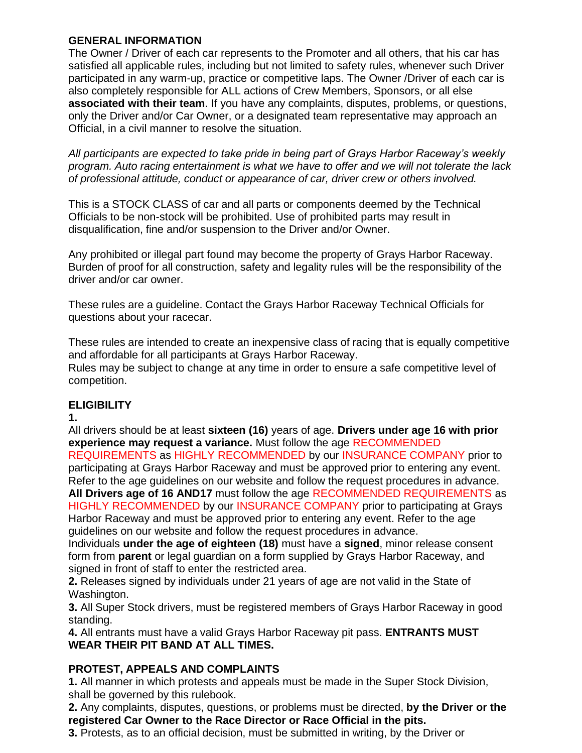## GENERAL INFORMATION

The Owner / Driver of each car represents to the Promoter and all others, that his car has satisfied all applicable rules, including but not limited to safety rules, whenever such Driver participated in any warm-up, practice or competitive laps. The Owner /Driver of each car is also completely responsible for ALL actions of Crew Members, Sponsors, or all else **associated with their team**. If you have any complaints, disputes, problems, or questions, only the Driver and/or Car Owner, or a designated team representative may approach an Official, in a civil manner to resolve the situation.

*All participants are expected to take pride in being part of Grays Harbor Raceway's weekly program. Auto racing entertainment is what we have to offer and we will not tolerate the lack of professional attitude, conduct or appearance of car, driver crew or others involved.*

This is a STOCK CLASS of car and all parts or components deemed by the Technical Officials to be non-stock will be prohibited. Use of prohibited parts may result in disqualification, fine and/or suspension to the Driver and/or Owner.

Any prohibited or illegal part found may become the property of Grays Harbor Raceway. Burden of proof for all construction, safety and legality rules will be the responsibility of the driver and/or car owner.

These rules are a guideline. Contact the Grays Harbor Raceway Technical Officials for questions about your racecar.

These rules are intended to create an inexpensive class of racing that is equally competitive and affordable for all participants at Grays Harbor Raceway.
Rules may be subject to change at any time in order to ensure a safe competitive level of competition.

## ELIGIBILITY

**1.**
All drivers should be at least **sixteen (16)** years of age. **Drivers under age 16 with prior experience may request a variance.** Must follow the age RECOMMENDED REQUIREMENTS as HIGHLY RECOMMENDED by our INSURANCE COMPANY prior to participating at Grays Harbor Raceway and must be approved prior to entering any event. Refer to the age guidelines on our website and follow the request procedures in advance.
**All Drivers age of 16 AND17** must follow the age RECOMMENDED REQUIREMENTS as HIGHLY RECOMMENDED by our INSURANCE COMPANY prior to participating at Grays Harbor Raceway and must be approved prior to entering any event. Refer to the age guidelines on our website and follow the request procedures in advance.
Individuals **under the age of eighteen (18)** must have a **signed**, minor release consent form from **parent** or legal guardian on a form supplied by Grays Harbor Raceway, and signed in front of staff to enter the restricted area.

**2.** Releases signed by individuals under 21 years of age are not valid in the State of Washington.

**3.** All Super Stock drivers, must be registered members of Grays Harbor Raceway in good standing.

**4.** All entrants must have a valid Grays Harbor Raceway pit pass. **ENTRANTS MUST WEAR THEIR PIT BAND AT ALL TIMES.**

## PROTEST, APPEALS AND COMPLAINTS

**1.** All manner in which protests and appeals must be made in the Super Stock Division, shall be governed by this rulebook.

**2.** Any complaints, disputes, questions, or problems must be directed, **by the Driver or the registered Car Owner to the Race Director or Race Official in the pits.**

**3.** Protests, as to an official decision, must be submitted in writing, by the Driver or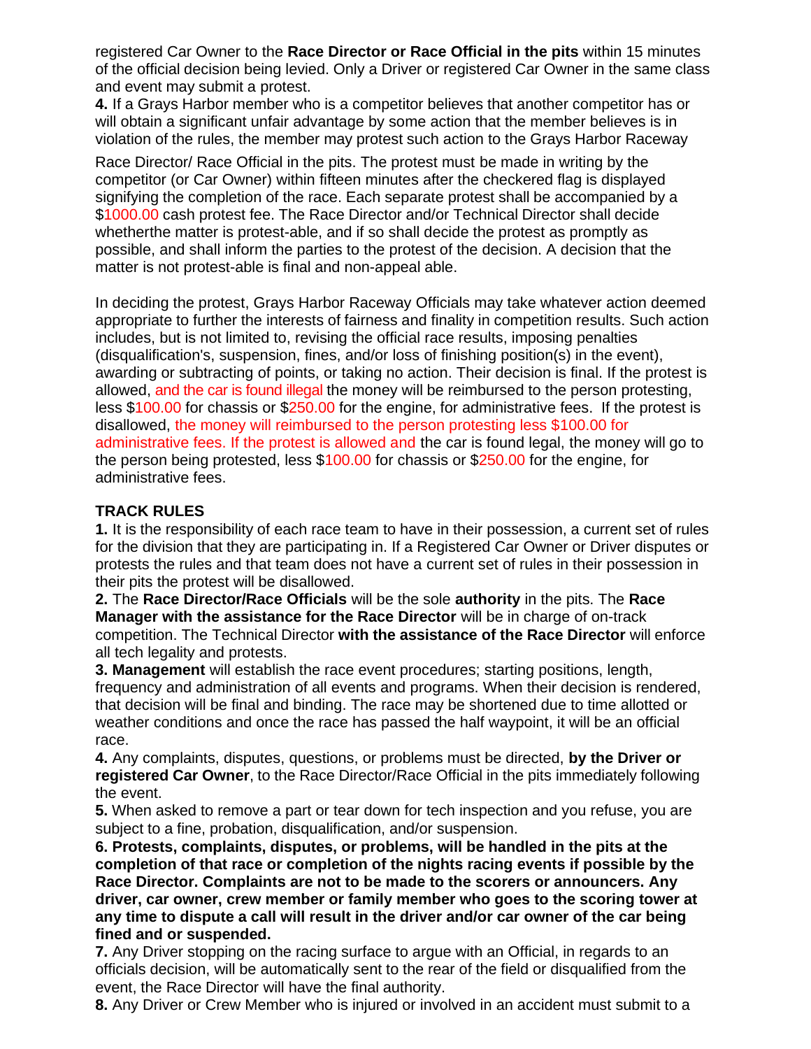registered Car Owner to the **Race Director or Race Official in the pits** within 15 minutes of the official decision being levied. Only a Driver or registered Car Owner in the same class and event may submit a protest.

**4.** If a Grays Harbor member who is a competitor believes that another competitor has or will obtain a significant unfair advantage by some action that the member believes is in violation of the rules, the member may protest such action to the Grays Harbor Raceway Race Director/ Race Official in the pits. The protest must be made in writing by the competitor (or Car Owner) within fifteen minutes after the checkered flag is displayed signifying the completion of the race. Each separate protest shall be accompanied by a $1000.00 cash protest fee. The Race Director and/or Technical Director shall decide whetherthe matter is protest-able, and if so shall decide the protest as promptly as possible, and shall inform the parties to the protest of the decision. A decision that the matter is not protest-able is final and non-appeal able.

In deciding the protest, Grays Harbor Raceway Officials may take whatever action deemed appropriate to further the interests of fairness and finality in competition results. Such action includes, but is not limited to, revising the official race results, imposing penalties (disqualification's, suspension, fines, and/or loss of finishing position(s) in the event), awarding or subtracting of points, or taking no action. Their decision is final. If the protest is allowed, and the car is found illegal the money will be reimbursed to the person protesting, less $100.00 for chassis or $250.00 for the engine, for administrative fees. If the protest is disallowed, the money will reimbursed to the person protesting less $100.00 for administrative fees. If the protest is allowed and the car is found legal, the money will go to the person being protested, less $100.00 for chassis or $250.00 for the engine, for administrative fees.

## TRACK RULES

**1.** It is the responsibility of each race team to have in their possession, a current set of rules for the division that they are participating in. If a Registered Car Owner or Driver disputes or protests the rules and that team does not have a current set of rules in their possession in their pits the protest will be disallowed.

**2.** The **Race Director/Race Officials** will be the sole **authority** in the pits. The **Race Manager with the assistance for the Race Director** will be in charge of on-track competition. The Technical Director **with the assistance of the Race Director** will enforce all tech legality and protests.

**3. Management** will establish the race event procedures; starting positions, length, frequency and administration of all events and programs. When their decision is rendered, that decision will be final and binding. The race may be shortened due to time allotted or weather conditions and once the race has passed the half waypoint, it will be an official race.

**4.** Any complaints, disputes, questions, or problems must be directed, **by the Driver or registered Car Owner**, to the Race Director/Race Official in the pits immediately following the event.

**5.** When asked to remove a part or tear down for tech inspection and you refuse, you are subject to a fine, probation, disqualification, and/or suspension.

**6. Protests, complaints, disputes, or problems, will be handled in the pits at the completion of that race or completion of the nights racing events if possible by the Race Director. Complaints are not to be made to the scorers or announcers. Any driver, car owner, crew member or family member who goes to the scoring tower at any time to dispute a call will result in the driver and/or car owner of the car being fined and or suspended.**

**7.** Any Driver stopping on the racing surface to argue with an Official, in regards to an officials decision, will be automatically sent to the rear of the field or disqualified from the event, the Race Director will have the final authority.

**8.** Any Driver or Crew Member who is injured or involved in an accident must submit to a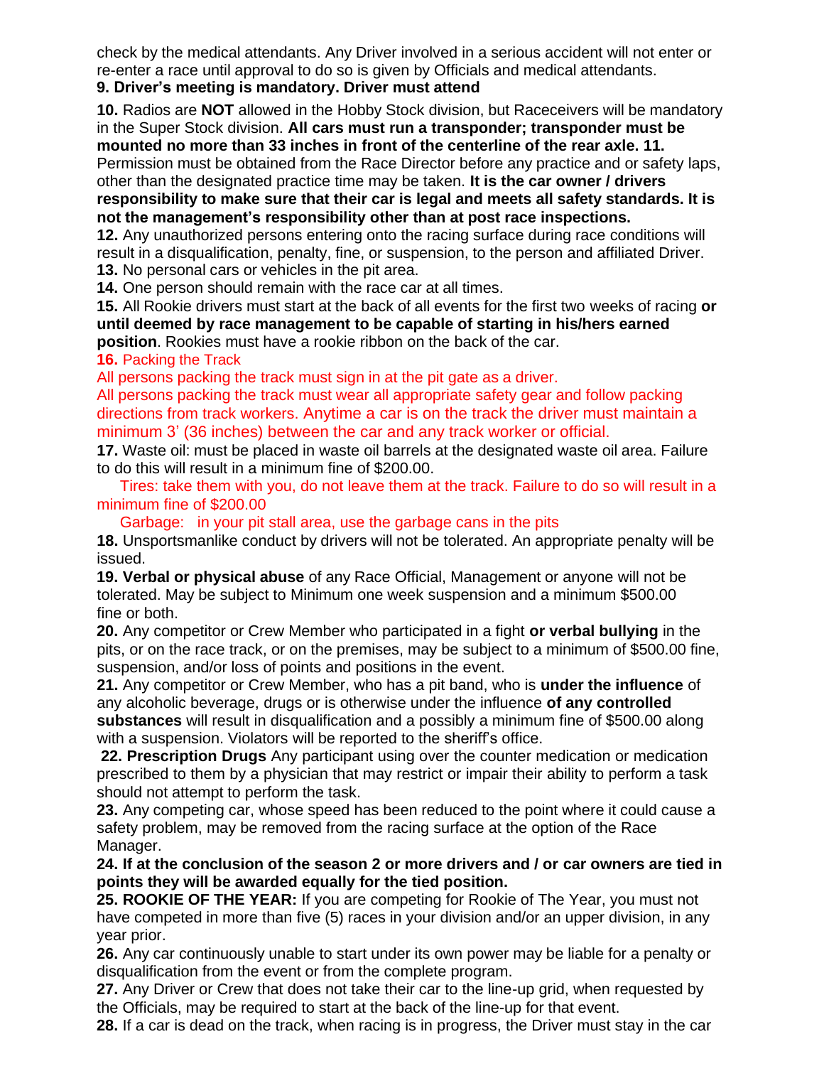check by the medical attendants. Any Driver involved in a serious accident will not enter or re-enter a race until approval to do so is given by Officials and medical attendants.

**9. Driver's meeting is mandatory. Driver must attend**

**10.** Radios are **NOT** allowed in the Hobby Stock division, but Raceceivers will be mandatory in the Super Stock division. **All cars must run a transponder; transponder must be mounted no more than 33 inches in front of the centerline of the rear axle. 11.** Permission must be obtained from the Race Director before any practice and or safety laps, other than the designated practice time may be taken. **It is the car owner / drivers responsibility to make sure that their car is legal and meets all safety standards. It is not the management's responsibility other than at post race inspections.**

**12.** Any unauthorized persons entering onto the racing surface during race conditions will result in a disqualification, penalty, fine, or suspension, to the person and affiliated Driver.

**13.** No personal cars or vehicles in the pit area.

**14.** One person should remain with the race car at all times.

**15.** All Rookie drivers must start at the back of all events for the first two weeks of racing **or until deemed by race management to be capable of starting in his/hers earned position**. Rookies must have a rookie ribbon on the back of the car.

**16.** Packing the Track

All persons packing the track must sign in at the pit gate as a driver.

All persons packing the track must wear all appropriate safety gear and follow packing directions from track workers. Anytime a car is on the track the driver must maintain a minimum 3' (36 inches) between the car and any track worker or official.

**17.** Waste oil: must be placed in waste oil barrels at the designated waste oil area. Failure to do this will result in a minimum fine of $200.00.

Tires: take them with you, do not leave them at the track. Failure to do so will result in a minimum fine of $200.00

Garbage: in your pit stall area, use the garbage cans in the pits

**18.** Unsportsmanlike conduct by drivers will not be tolerated. An appropriate penalty will be issued.

**19. Verbal or physical abuse** of any Race Official, Management or anyone will not be tolerated. May be subject to Minimum one week suspension and a minimum $500.00 fine or both.

**20.** Any competitor or Crew Member who participated in a fight **or verbal bullying** in the pits, or on the race track, or on the premises, may be subject to a minimum of $500.00 fine, suspension, and/or loss of points and positions in the event.

**21.** Any competitor or Crew Member, who has a pit band, who is **under the influence** of any alcoholic beverage, drugs or is otherwise under the influence **of any controlled substances** will result in disqualification and a possibly a minimum fine of $500.00 along with a suspension. Violators will be reported to the sheriff's office.

**22. Prescription Drugs** Any participant using over the counter medication or medication prescribed to them by a physician that may restrict or impair their ability to perform a task should not attempt to perform the task.

**23.** Any competing car, whose speed has been reduced to the point where it could cause a safety problem, may be removed from the racing surface at the option of the Race Manager.

**24. If at the conclusion of the season 2 or more drivers and / or car owners are tied in points they will be awarded equally for the tied position.**

**25. ROOKIE OF THE YEAR:** If you are competing for Rookie of The Year, you must not have competed in more than five (5) races in your division and/or an upper division, in any year prior.

**26.** Any car continuously unable to start under its own power may be liable for a penalty or disqualification from the event or from the complete program.

**27.** Any Driver or Crew that does not take their car to the line-up grid, when requested by the Officials, may be required to start at the back of the line-up for that event.

**28.** If a car is dead on the track, when racing is in progress, the Driver must stay in the car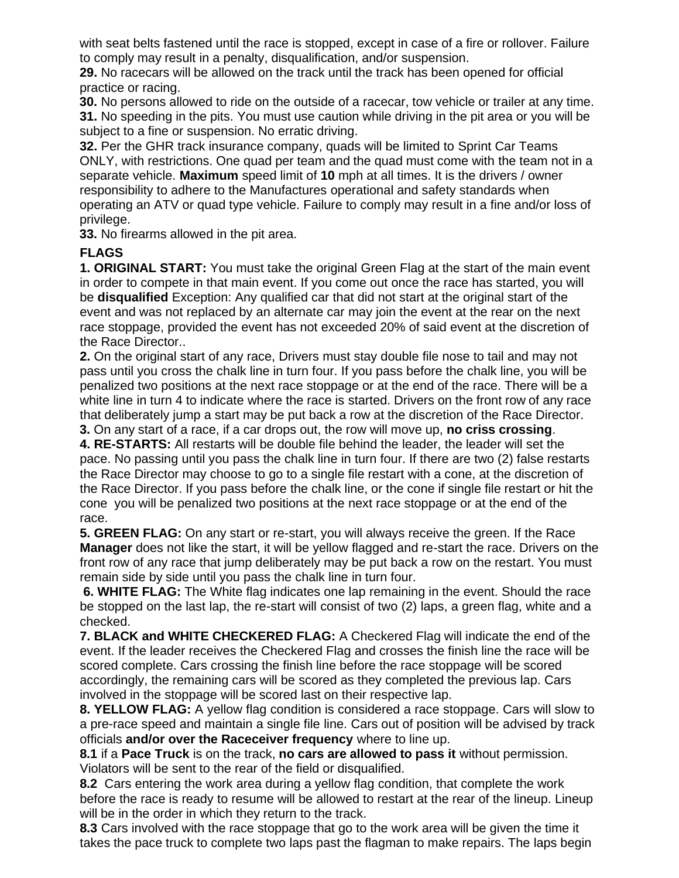with seat belts fastened until the race is stopped, except in case of a fire or rollover. Failure to comply may result in a penalty, disqualification, and/or suspension.

**29.** No racecars will be allowed on the track until the track has been opened for official practice or racing.

**30.** No persons allowed to ride on the outside of a racecar, tow vehicle or trailer at any time.

**31.** No speeding in the pits. You must use caution while driving in the pit area or you will be subject to a fine or suspension. No erratic driving.

**32.** Per the GHR track insurance company, quads will be limited to Sprint Car Teams ONLY, with restrictions. One quad per team and the quad must come with the team not in a separate vehicle. **Maximum** speed limit of **10** mph at all times. It is the drivers / owner responsibility to adhere to the Manufactures operational and safety standards when operating an ATV or quad type vehicle. Failure to comply may result in a fine and/or loss of privilege.

**33.** No firearms allowed in the pit area.

**FLAGS**

**1. ORIGINAL START:** You must take the original Green Flag at the start of the main event in order to compete in that main event. If you come out once the race has started, you will be **disqualified** Exception: Any qualified car that did not start at the original start of the event and was not replaced by an alternate car may join the event at the rear on the next race stoppage, provided the event has not exceeded 20% of said event at the discretion of the Race Director..

**2.** On the original start of any race, Drivers must stay double file nose to tail and may not pass until you cross the chalk line in turn four. If you pass before the chalk line, you will be penalized two positions at the next race stoppage or at the end of the race. There will be a white line in turn 4 to indicate where the race is started. Drivers on the front row of any race that deliberately jump a start may be put back a row at the discretion of the Race Director.

**3.** On any start of a race, if a car drops out, the row will move up, **no criss crossing**.

**4. RE-STARTS:** All restarts will be double file behind the leader, the leader will set the pace. No passing until you pass the chalk line in turn four. If there are two (2) false restarts the Race Director may choose to go to a single file restart with a cone, at the discretion of the Race Director. If you pass before the chalk line, or the cone if single file restart or hit the cone you will be penalized two positions at the next race stoppage or at the end of the race.

**5. GREEN FLAG:** On any start or re-start, you will always receive the green. If the Race **Manager** does not like the start, it will be yellow flagged and re-start the race. Drivers on the front row of any race that jump deliberately may be put back a row on the restart. You must remain side by side until you pass the chalk line in turn four.

**6. WHITE FLAG:** The White flag indicates one lap remaining in the event. Should the race be stopped on the last lap, the re-start will consist of two (2) laps, a green flag, white and a checked.

**7. BLACK and WHITE CHECKERED FLAG:** A Checkered Flag will indicate the end of the event. If the leader receives the Checkered Flag and crosses the finish line the race will be scored complete. Cars crossing the finish line before the race stoppage will be scored accordingly, the remaining cars will be scored as they completed the previous lap. Cars involved in the stoppage will be scored last on their respective lap.

**8. YELLOW FLAG:** A yellow flag condition is considered a race stoppage. Cars will slow to a pre-race speed and maintain a single file line. Cars out of position will be advised by track officials **and/or over the Raceceiver frequency** where to line up.

**8.1** if a **Pace Truck** is on the track, **no cars are allowed to pass it** without permission. Violators will be sent to the rear of the field or disqualified.

**8.2** Cars entering the work area during a yellow flag condition, that complete the work before the race is ready to resume will be allowed to restart at the rear of the lineup. Lineup will be in the order in which they return to the track.

**8.3** Cars involved with the race stoppage that go to the work area will be given the time it takes the pace truck to complete two laps past the flagman to make repairs. The laps begin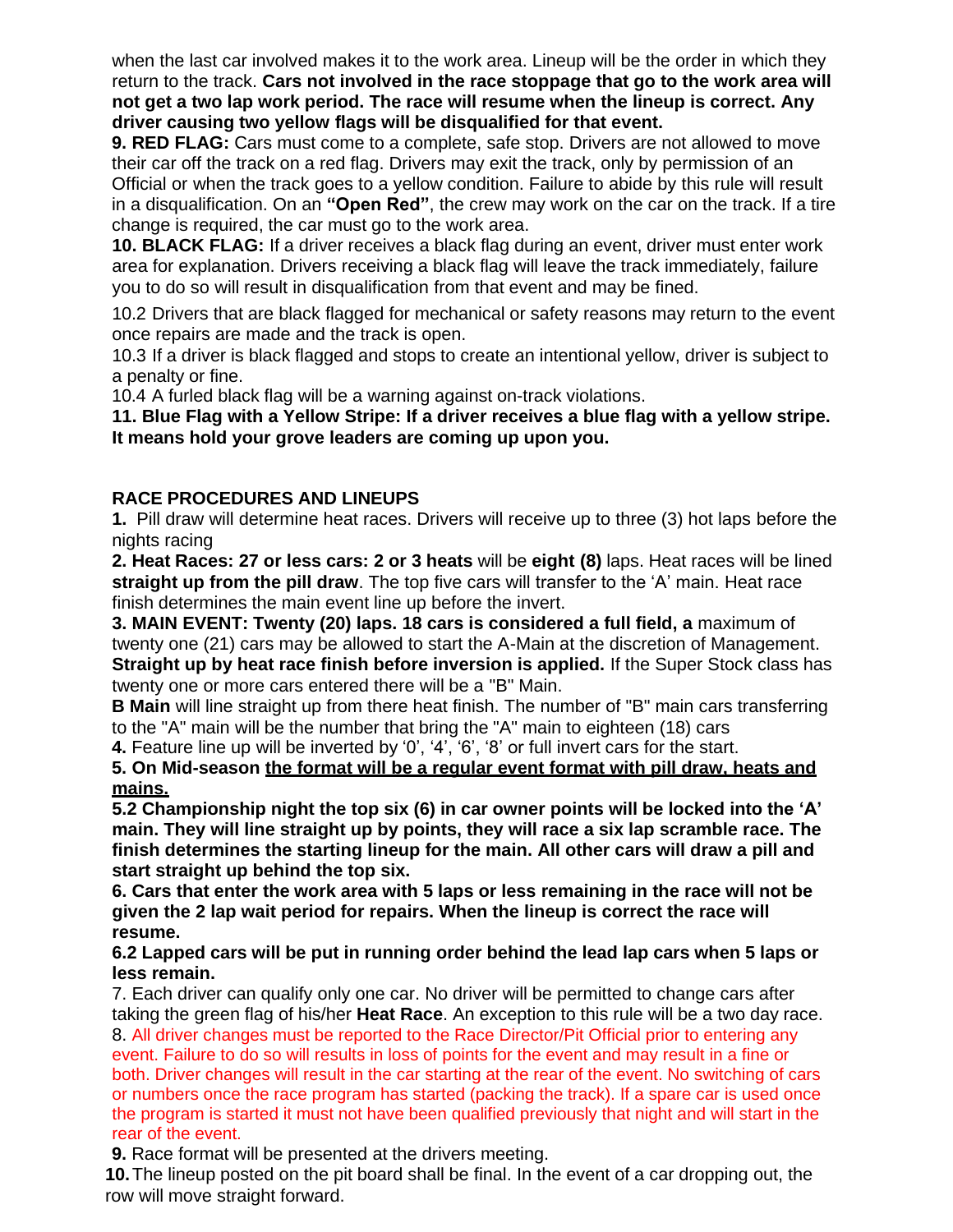when the last car involved makes it to the work area. Lineup will be the order in which they return to the track. **Cars not involved in the race stoppage that go to the work area will not get a two lap work period. The race will resume when the lineup is correct. Any driver causing two yellow flags will be disqualified for that event.**

**9. RED FLAG:** Cars must come to a complete, safe stop. Drivers are not allowed to move their car off the track on a red flag. Drivers may exit the track, only by permission of an Official or when the track goes to a yellow condition. Failure to abide by this rule will result in a disqualification. On an **"Open Red"**, the crew may work on the car on the track. If a tire change is required, the car must go to the work area.

**10. BLACK FLAG:** If a driver receives a black flag during an event, driver must enter work area for explanation. Drivers receiving a black flag will leave the track immediately, failure you to do so will result in disqualification from that event and may be fined.

10.2 Drivers that are black flagged for mechanical or safety reasons may return to the event once repairs are made and the track is open.

10.3 If a driver is black flagged and stops to create an intentional yellow, driver is subject to a penalty or fine.

10.4 A furled black flag will be a warning against on-track violations.

**11. Blue Flag with a Yellow Stripe: If a driver receives a blue flag with a yellow stripe. It means hold your grove leaders are coming up upon you.**

**RACE PROCEDURES AND LINEUPS**

**1.** Pill draw will determine heat races. Drivers will receive up to three (3) hot laps before the nights racing

**2. Heat Races: 27 or less cars: 2 or 3 heats** will be **eight (8)** laps. Heat races will be lined **straight up from the pill draw**. The top five cars will transfer to the 'A' main. Heat race finish determines the main event line up before the invert.

**3. MAIN EVENT: Twenty (20) laps. 18 cars is considered a full field, a** maximum of twenty one (21) cars may be allowed to start the A-Main at the discretion of Management. **Straight up by heat race finish before inversion is applied.** If the Super Stock class has twenty one or more cars entered there will be a "B" Main.

**B Main** will line straight up from there heat finish. The number of "B" main cars transferring to the "A" main will be the number that bring the "A" main to eighteen (18) cars

**4.** Feature line up will be inverted by '0', '4', '6', '8' or full invert cars for the start.

**5. On Mid-season <u>the format will be a regular event format with pill draw, heats and mains.</u>**

**5.2 Championship night the top six (6) in car owner points will be locked into the 'A' main. They will line straight up by points, they will race a six lap scramble race. The finish determines the starting lineup for the main. All other cars will draw a pill and start straight up behind the top six.**

**6. Cars that enter the work area with 5 laps or less remaining in the race will not be given the 2 lap wait period for repairs. When the lineup is correct the race will resume.**

**6.2 Lapped cars will be put in running order behind the lead lap cars when 5 laps or less remain.**

7. Each driver can qualify only one car. No driver will be permitted to change cars after taking the green flag of his/her **Heat Race**. An exception to this rule will be a two day race.

8. All driver changes must be reported to the Race Director/Pit Official prior to entering any event. Failure to do so will results in loss of points for the event and may result in a fine or both. Driver changes will result in the car starting at the rear of the event. No switching of cars or numbers once the race program has started (packing the track). If a spare car is used once the program is started it must not have been qualified previously that night and will start in the rear of the event.

**9.** Race format will be presented at the drivers meeting.

**10.** The lineup posted on the pit board shall be final. In the event of a car dropping out, the row will move straight forward.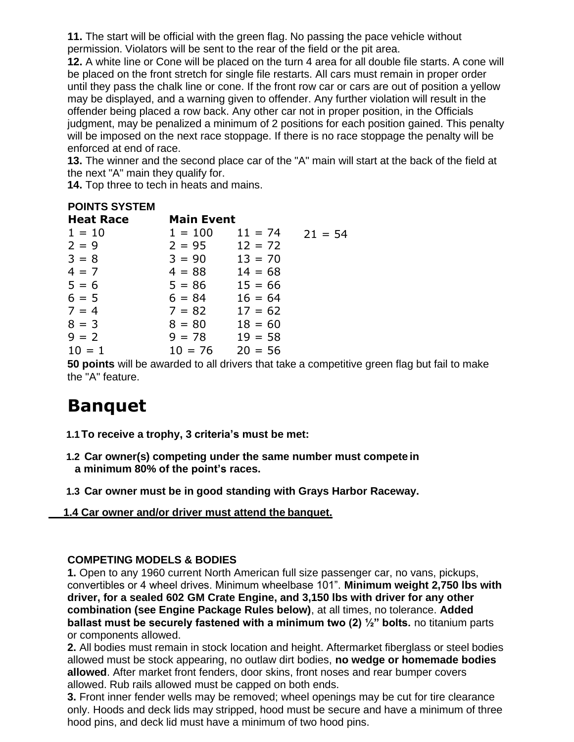**11.** The start will be official with the green flag. No passing the pace vehicle without permission. Violators will be sent to the rear of the field or the pit area.
**12.** A white line or Cone will be placed on the turn 4 area for all double file starts. A cone will be placed on the front stretch for single file restarts. All cars must remain in proper order until they pass the chalk line or cone. If the front row car or cars are out of position a yellow may be displayed, and a warning given to offender. Any further violation will result in the offender being placed a row back. Any other car not in proper position, in the Officials judgment, may be penalized a minimum of 2 positions for each position gained. This penalty will be imposed on the next race stoppage. If there is no race stoppage the penalty will be enforced at end of race.
**13.** The winner and the second place car of the "A" main will start at the back of the field at the next "A" main they qualify for.
**14.** Top three to tech in heats and mains.

**POINTS SYSTEM**

| Heat Race | Main Event | | |
|---|---|---|---|
| 1 = 10 | 1 = 100 | 11 = 74 | 21 = 54 |
| 2 = 9 | 2 = 95 | 12 = 72 | |
| 3 = 8 | 3 = 90 | 13 = 70 | |
| 4 = 7 | 4 = 88 | 14 = 68 | |
| 5 = 6 | 5 = 86 | 15 = 66 | |
| 6 = 5 | 6 = 84 | 16 = 64 | |
| 7 = 4 | 7 = 82 | 17 = 62 | |
| 8 = 3 | 8 = 80 | 18 = 60 | |
| 9 = 2 | 9 = 78 | 19 = 58 | |
| 10 = 1 | 10 = 76 | 20 = 56 | |

**50 points** will be awarded to all drivers that take a competitive green flag but fail to make the "A" feature.

# Banquet

**1.1 To receive a trophy, 3 criteria's must be met:**

**1.2 Car owner(s) competing under the same number must compete in a minimum 80% of the point's races.**

**1.3 Car owner must be in good standing with Grays Harbor Raceway.**

**1.4 Car owner and/or driver must attend the banquet.**

**COMPETING MODELS & BODIES**

**1.** Open to any 1960 current North American full size passenger car, no vans, pickups, convertibles or 4 wheel drives. Minimum wheelbase 101". **Minimum weight 2,750 lbs with driver, for a sealed 602 GM Crate Engine, and 3,150 lbs with driver for any other combination (see Engine Package Rules below)**, at all times, no tolerance. **Added ballast must be securely fastened with a minimum two (2) ½" bolts.** no titanium parts or components allowed.
**2.** All bodies must remain in stock location and height. Aftermarket fiberglass or steel bodies allowed must be stock appearing, no outlaw dirt bodies, **no wedge or homemade bodies allowed**. After market front fenders, door skins, front noses and rear bumper covers allowed. Rub rails allowed must be capped on both ends.
**3.** Front inner fender wells may be removed; wheel openings may be cut for tire clearance only. Hoods and deck lids may stripped, hood must be secure and have a minimum of three hood pins, and deck lid must have a minimum of two hood pins.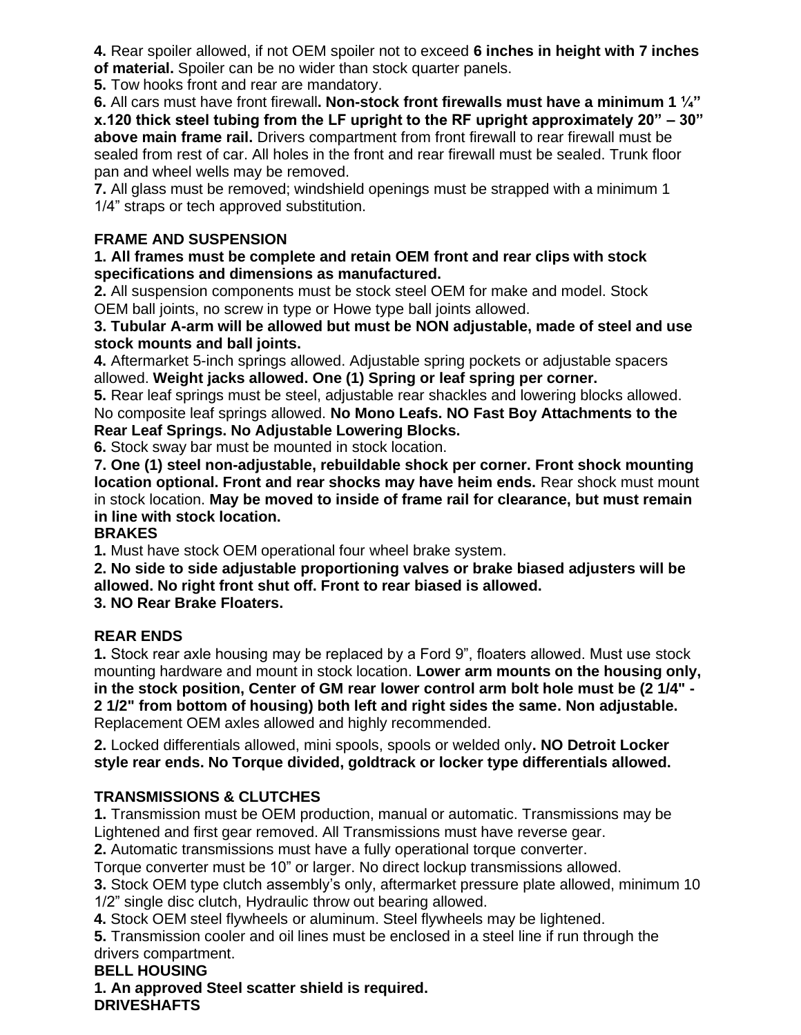**4.** Rear spoiler allowed, if not OEM spoiler not to exceed **6 inches in height with 7 inches of material.** Spoiler can be no wider than stock quarter panels.

**5.** Tow hooks front and rear are mandatory.

**6.** All cars must have front firewall**. Non-stock front firewalls must have a minimum 1 ¼" x.120 thick steel tubing from the LF upright to the RF upright approximately 20" – 30" above main frame rail.** Drivers compartment from front firewall to rear firewall must be sealed from rest of car. All holes in the front and rear firewall must be sealed. Trunk floor pan and wheel wells may be removed.

**7.** All glass must be removed; windshield openings must be strapped with a minimum 1 1/4" straps or tech approved substitution.

**FRAME AND SUSPENSION**

**1. All frames must be complete and retain OEM front and rear clips with stock specifications and dimensions as manufactured.**

**2.** All suspension components must be stock steel OEM for make and model. Stock OEM ball joints, no screw in type or Howe type ball joints allowed.

**3. Tubular A-arm will be allowed but must be NON adjustable, made of steel and use stock mounts and ball joints.**

**4.** Aftermarket 5-inch springs allowed. Adjustable spring pockets or adjustable spacers allowed. **Weight jacks allowed. One (1) Spring or leaf spring per corner.**

**5.** Rear leaf springs must be steel, adjustable rear shackles and lowering blocks allowed. No composite leaf springs allowed. **No Mono Leafs. NO Fast Boy Attachments to the Rear Leaf Springs. No Adjustable Lowering Blocks.**

**6.** Stock sway bar must be mounted in stock location.

**7. One (1) steel non-adjustable, rebuildable shock per corner. Front shock mounting location optional. Front and rear shocks may have heim ends.** Rear shock must mount in stock location. **May be moved to inside of frame rail for clearance, but must remain in line with stock location.**

**BRAKES**

**1.** Must have stock OEM operational four wheel brake system.

**2. No side to side adjustable proportioning valves or brake biased adjusters will be allowed. No right front shut off. Front to rear biased is allowed.**

**3. NO Rear Brake Floaters.**

**REAR ENDS**

**1.** Stock rear axle housing may be replaced by a Ford 9", floaters allowed. Must use stock mounting hardware and mount in stock location. **Lower arm mounts on the housing only, in the stock position, Center of GM rear lower control arm bolt hole must be (2 1/4" - 2 1/2" from bottom of housing) both left and right sides the same. Non adjustable.** Replacement OEM axles allowed and highly recommended.

**2.** Locked differentials allowed, mini spools, spools or welded only**. NO Detroit Locker style rear ends. No Torque divided, goldtrack or locker type differentials allowed.**

**TRANSMISSIONS & CLUTCHES**

**1.** Transmission must be OEM production, manual or automatic. Transmissions may be Lightened and first gear removed. All Transmissions must have reverse gear.

**2.** Automatic transmissions must have a fully operational torque converter. Torque converter must be 10" or larger. No direct lockup transmissions allowed.

**3.** Stock OEM type clutch assembly's only, aftermarket pressure plate allowed, minimum 10 1/2" single disc clutch, Hydraulic throw out bearing allowed.

**4.** Stock OEM steel flywheels or aluminum. Steel flywheels may be lightened.

**5.** Transmission cooler and oil lines must be enclosed in a steel line if run through the drivers compartment.

**BELL HOUSING**

**1. An approved Steel scatter shield is required.**

**DRIVESHAFTS**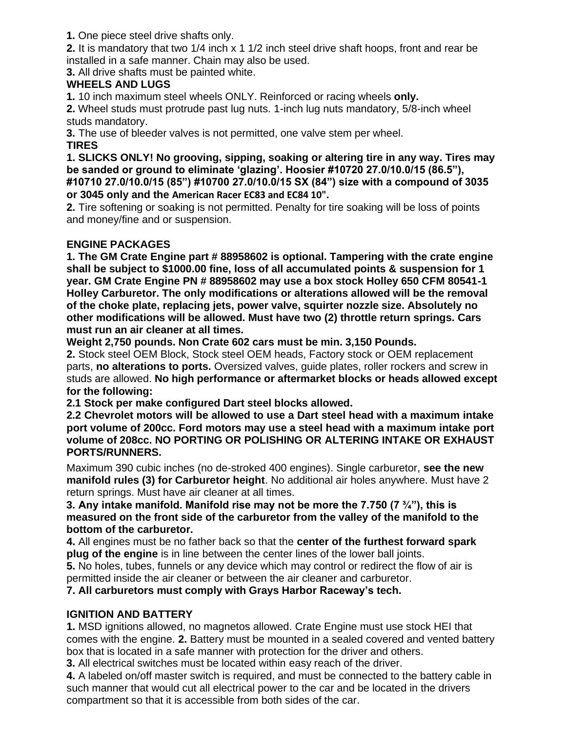**1.** One piece steel drive shafts only.

**2.** It is mandatory that two 1/4 inch x 1 1/2 inch steel drive shaft hoops, front and rear be installed in a safe manner. Chain may also be used.

**3.** All drive shafts must be painted white.

**WHEELS AND LUGS**

**1.** 10 inch maximum steel wheels ONLY. Reinforced or racing wheels **only.**

**2.** Wheel studs must protrude past lug nuts. 1-inch lug nuts mandatory, 5/8-inch wheel studs mandatory.

**3.** The use of bleeder valves is not permitted, one valve stem per wheel.

**TIRES**

**1. SLICKS ONLY! No grooving, sipping, soaking or altering tire in any way. Tires may be sanded or ground to eliminate 'glazing'. Hoosier #10720 27.0/10.0/15 (86.5"), #10710 27.0/10.0/15 (85") #10700 27.0/10.0/15 SX (84") size with a compound of 3035 or 3045 only and the American Racer EC83 and EC84 10".**

**2.** Tire softening or soaking is not permitted. Penalty for tire soaking will be loss of points and money/fine and or suspension.

**ENGINE PACKAGES**

**1. The GM Crate Engine part # 88958602 is optional. Tampering with the crate engine shall be subject to $1000.00 fine, loss of all accumulated points & suspension for 1 year. GM Crate Engine PN # 88958602 may use a box stock Holley 650 CFM 80541-1 Holley Carburetor. The only modifications or alterations allowed will be the removal of the choke plate, replacing jets, power valve, squirter nozzle size. Absolutely no other modifications will be allowed. Must have two (2) throttle return springs. Cars must run an air cleaner at all times.**

**Weight 2,750 pounds. Non Crate 602 cars must be min. 3,150 Pounds.**

**2.** Stock steel OEM Block, Stock steel OEM heads, Factory stock or OEM replacement parts, **no alterations to ports.** Oversized valves, guide plates, roller rockers and screw in studs are allowed. **No high performance or aftermarket blocks or heads allowed except for the following:**

**2.1 Stock per make configured Dart steel blocks allowed.**

**2.2 Chevrolet motors will be allowed to use a Dart steel head with a maximum intake port volume of 200cc. Ford motors may use a steel head with a maximum intake port volume of 208cc. NO PORTING OR POLISHING OR ALTERING INTAKE OR EXHAUST PORTS/RUNNERS.**

Maximum 390 cubic inches (no de-stroked 400 engines). Single carburetor, **see the new manifold rules (3) for Carburetor height**. No additional air holes anywhere. Must have 2 return springs. Must have air cleaner at all times.

**3. Any intake manifold. Manifold rise may not be more the 7.750 (7 ¾"), this is measured on the front side of the carburetor from the valley of the manifold to the bottom of the carburetor.**

**4.** All engines must be no father back so that the **center of the furthest forward spark plug of the engine** is in line between the center lines of the lower ball joints.

**5.** No holes, tubes, funnels or any device which may control or redirect the flow of air is permitted inside the air cleaner or between the air cleaner and carburetor.

**7. All carburetors must comply with Grays Harbor Raceway's tech.**

**IGNITION AND BATTERY**

**1.** MSD ignitions allowed, no magnetos allowed. Crate Engine must use stock HEI that comes with the engine. **2.** Battery must be mounted in a sealed covered and vented battery box that is located in a safe manner with protection for the driver and others.

**3.** All electrical switches must be located within easy reach of the driver.

**4.** A labeled on/off master switch is required, and must be connected to the battery cable in such manner that would cut all electrical power to the car and be located in the drivers compartment so that it is accessible from both sides of the car.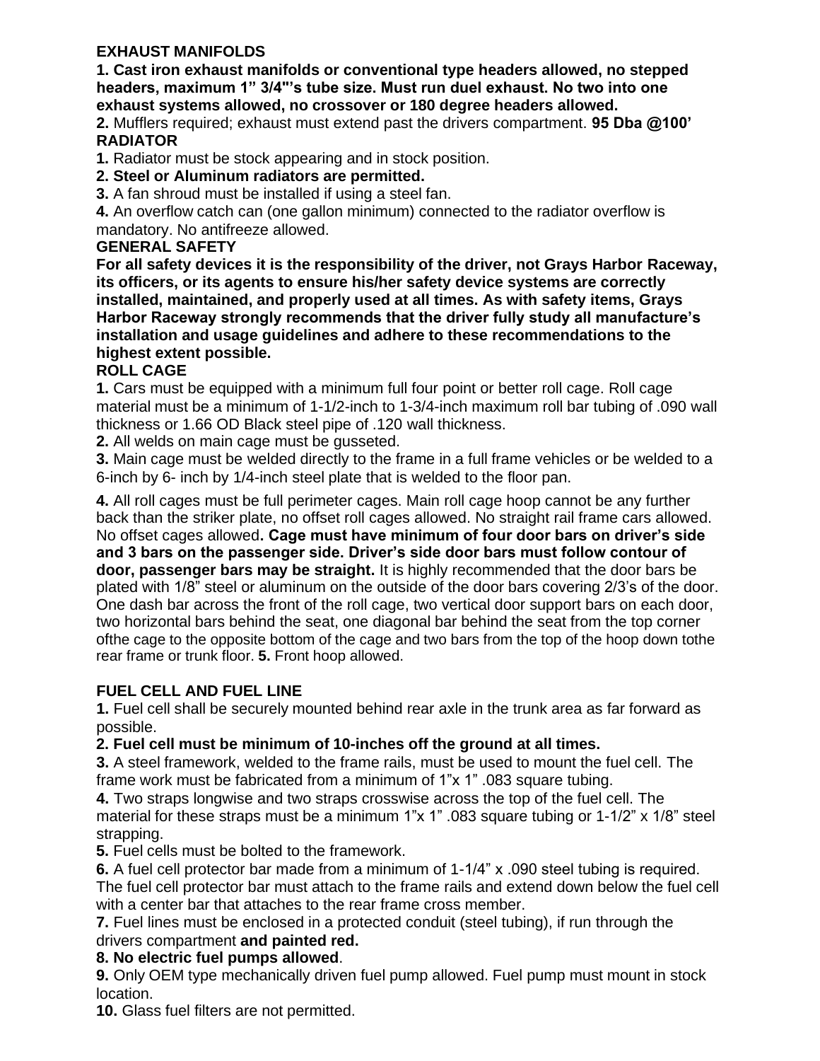**EXHAUST MANIFOLDS**

**1. Cast iron exhaust manifolds or conventional type headers allowed, no stepped headers, maximum 1" 3/4"'s tube size. Must run duel exhaust. No two into one exhaust systems allowed, no crossover or 180 degree headers allowed.**

**2.** Mufflers required; exhaust must extend past the drivers compartment. **95 Dba @100'**

**RADIATOR**

**1.** Radiator must be stock appearing and in stock position.

**2. Steel or Aluminum radiators are permitted.**

**3.** A fan shroud must be installed if using a steel fan.

**4.** An overflow catch can (one gallon minimum) connected to the radiator overflow is mandatory. No antifreeze allowed.

**GENERAL SAFETY**

**For all safety devices it is the responsibility of the driver, not Grays Harbor Raceway, its officers, or its agents to ensure his/her safety device systems are correctly installed, maintained, and properly used at all times. As with safety items, Grays Harbor Raceway strongly recommends that the driver fully study all manufacture's installation and usage guidelines and adhere to these recommendations to the highest extent possible.**

**ROLL CAGE**

**1.** Cars must be equipped with a minimum full four point or better roll cage. Roll cage material must be a minimum of 1-1/2-inch to 1-3/4-inch maximum roll bar tubing of .090 wall thickness or 1.66 OD Black steel pipe of .120 wall thickness.

**2.** All welds on main cage must be gusseted.

**3.** Main cage must be welded directly to the frame in a full frame vehicles or be welded to a 6-inch by 6- inch by 1/4-inch steel plate that is welded to the floor pan.

**4.** All roll cages must be full perimeter cages. Main roll cage hoop cannot be any further back than the striker plate, no offset roll cages allowed. No straight rail frame cars allowed. No offset cages allowed**. Cage must have minimum of four door bars on driver's side and 3 bars on the passenger side. Driver's side door bars must follow contour of door, passenger bars may be straight.** It is highly recommended that the door bars be plated with 1/8" steel or aluminum on the outside of the door bars covering 2/3's of the door. One dash bar across the front of the roll cage, two vertical door support bars on each door, two horizontal bars behind the seat, one diagonal bar behind the seat from the top corner ofthe cage to the opposite bottom of the cage and two bars from the top of the hoop down tothe rear frame or trunk floor. **5.** Front hoop allowed.

**FUEL CELL AND FUEL LINE**

**1.** Fuel cell shall be securely mounted behind rear axle in the trunk area as far forward as possible.

**2. Fuel cell must be minimum of 10-inches off the ground at all times.**

**3.** A steel framework, welded to the frame rails, must be used to mount the fuel cell. The frame work must be fabricated from a minimum of 1"x 1" .083 square tubing.

**4.** Two straps longwise and two straps crosswise across the top of the fuel cell. The material for these straps must be a minimum 1"x 1" .083 square tubing or 1-1/2" x 1/8" steel strapping.

**5.** Fuel cells must be bolted to the framework.

**6.** A fuel cell protector bar made from a minimum of 1-1/4" x .090 steel tubing is required. The fuel cell protector bar must attach to the frame rails and extend down below the fuel cell with a center bar that attaches to the rear frame cross member.

**7.** Fuel lines must be enclosed in a protected conduit (steel tubing), if run through the drivers compartment **and painted red.**

**8. No electric fuel pumps allowed**.

**9.** Only OEM type mechanically driven fuel pump allowed. Fuel pump must mount in stock location.

**10.** Glass fuel filters are not permitted.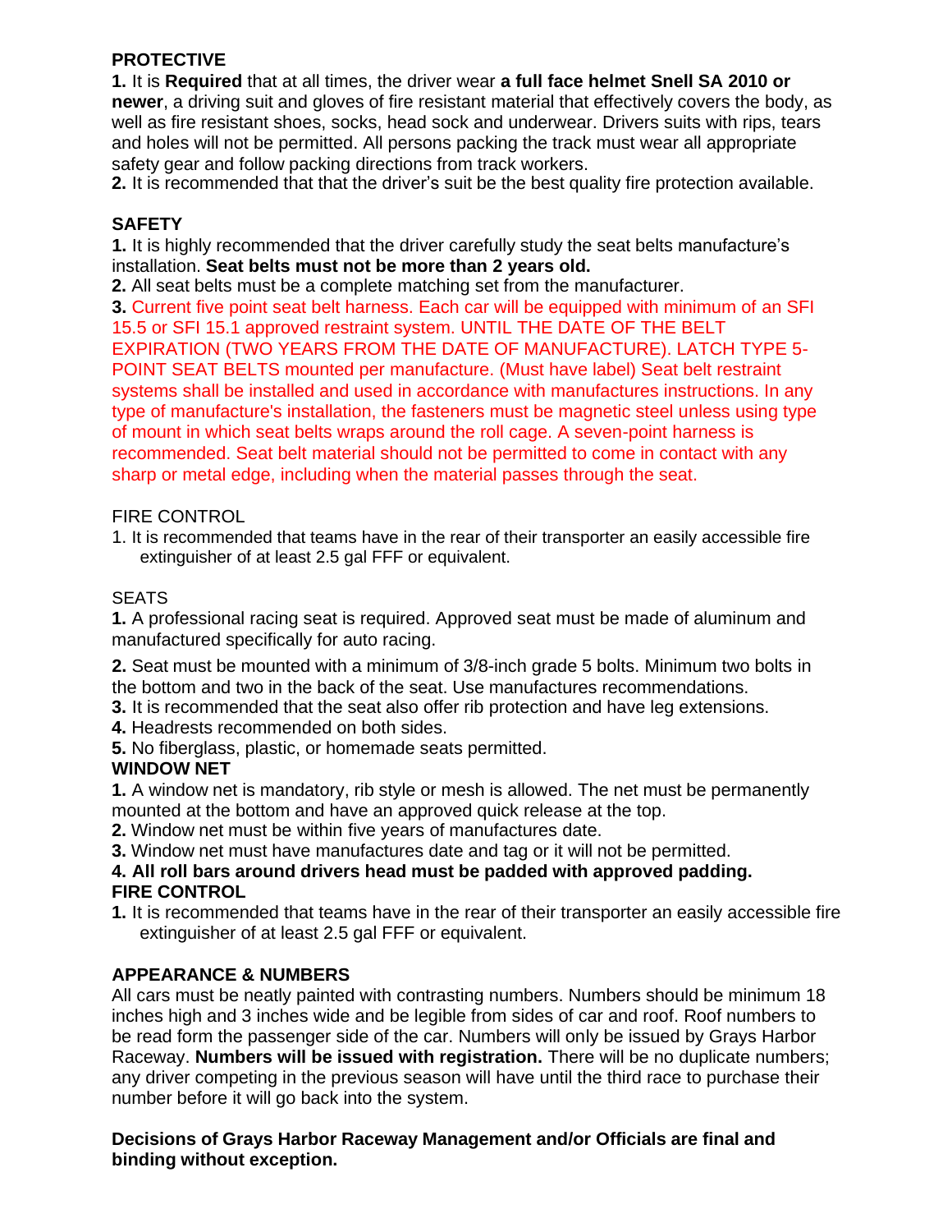## PROTECTIVE

**1.** It is **Required** that at all times, the driver wear **a full face helmet Snell SA 2010 or newer**, a driving suit and gloves of fire resistant material that effectively covers the body, as well as fire resistant shoes, socks, head sock and underwear. Drivers suits with rips, tears and holes will not be permitted. All persons packing the track must wear all appropriate safety gear and follow packing directions from track workers.

**2.** It is recommended that that the driver's suit be the best quality fire protection available.

## SAFETY

**1.** It is highly recommended that the driver carefully study the seat belts manufacture's installation. **Seat belts must not be more than 2 years old.**

**2.** All seat belts must be a complete matching set from the manufacturer.

**3.** Current five point seat belt harness. Each car will be equipped with minimum of an SFI 15.5 or SFI 15.1 approved restraint system. UNTIL THE DATE OF THE BELT EXPIRATION (TWO YEARS FROM THE DATE OF MANUFACTURE). LATCH TYPE 5-POINT SEAT BELTS mounted per manufacture. (Must have label) Seat belt restraint systems shall be installed and used in accordance with manufactures instructions. In any type of manufacture's installation, the fasteners must be magnetic steel unless using type of mount in which seat belts wraps around the roll cage. A seven-point harness is recommended. Seat belt material should not be permitted to come in contact with any sharp or metal edge, including when the material passes through the seat.

## FIRE CONTROL

1. It is recommended that teams have in the rear of their transporter an easily accessible fire extinguisher of at least 2.5 gal FFF or equivalent.

## SEATS

**1.** A professional racing seat is required. Approved seat must be made of aluminum and manufactured specifically for auto racing.

**2.** Seat must be mounted with a minimum of 3/8-inch grade 5 bolts. Minimum two bolts in the bottom and two in the back of the seat. Use manufactures recommendations.

**3.** It is recommended that the seat also offer rib protection and have leg extensions.

**4.** Headrests recommended on both sides.

**5.** No fiberglass, plastic, or homemade seats permitted.

## WINDOW NET

**1.** A window net is mandatory, rib style or mesh is allowed. The net must be permanently mounted at the bottom and have an approved quick release at the top.

**2.** Window net must be within five years of manufactures date.

**3.** Window net must have manufactures date and tag or it will not be permitted.

**4. All roll bars around drivers head must be padded with approved padding.**

## FIRE CONTROL

**1.** It is recommended that teams have in the rear of their transporter an easily accessible fire extinguisher of at least 2.5 gal FFF or equivalent.

## APPEARANCE & NUMBERS

All cars must be neatly painted with contrasting numbers. Numbers should be minimum 18 inches high and 3 inches wide and be legible from sides of car and roof. Roof numbers to be read form the passenger side of the car. Numbers will only be issued by Grays Harbor Raceway. **Numbers will be issued with registration.** There will be no duplicate numbers; any driver competing in the previous season will have until the third race to purchase their number before it will go back into the system.

**Decisions of Grays Harbor Raceway Management and/or Officials are final and binding without exception.**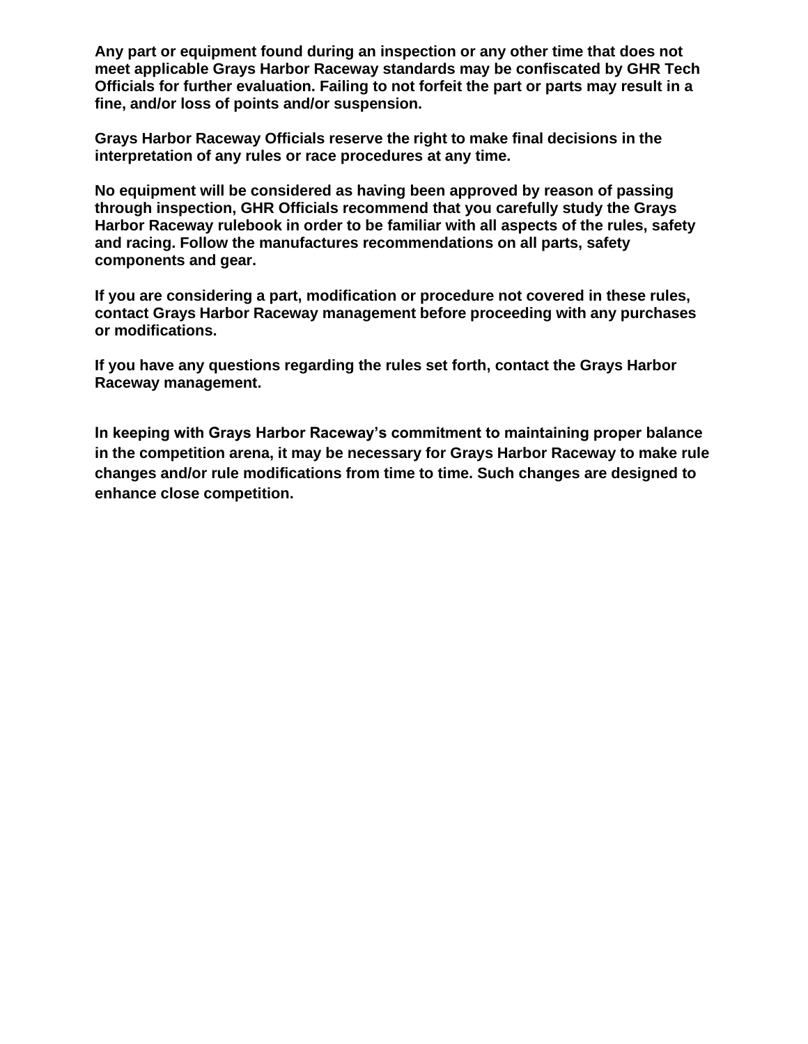**Any part or equipment found during an inspection or any other time that does not meet applicable Grays Harbor Raceway standards may be confiscated by GHR Tech Officials for further evaluation. Failing to not forfeit the part or parts may result in a fine, and/or loss of points and/or suspension.**

**Grays Harbor Raceway Officials reserve the right to make final decisions in the interpretation of any rules or race procedures at any time.**

**No equipment will be considered as having been approved by reason of passing through inspection, GHR Officials recommend that you carefully study the Grays Harbor Raceway rulebook in order to be familiar with all aspects of the rules, safety and racing. Follow the manufactures recommendations on all parts, safety components and gear.**

**If you are considering a part, modification or procedure not covered in these rules, contact Grays Harbor Raceway management before proceeding with any purchases or modifications.**

**If you have any questions regarding the rules set forth, contact the Grays Harbor Raceway management.**

**In keeping with Grays Harbor Raceway's commitment to maintaining proper balance in the competition arena, it may be necessary for Grays Harbor Raceway to make rule changes and/or rule modifications from time to time. Such changes are designed to enhance close competition.**